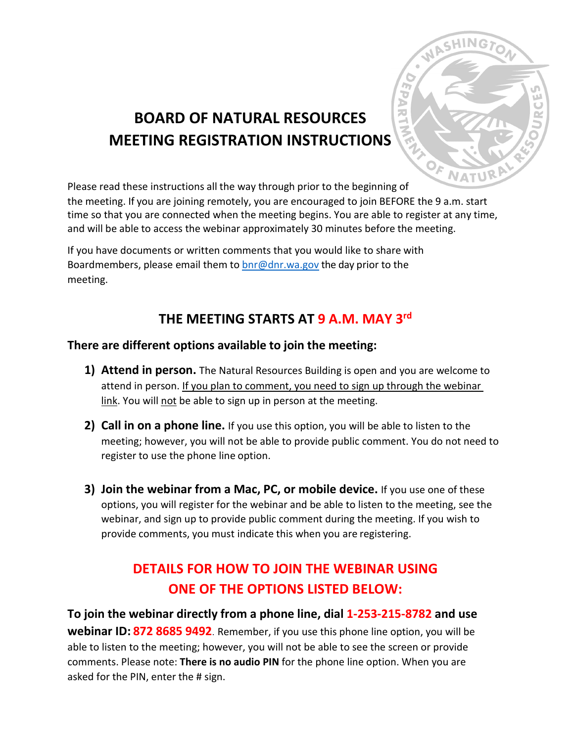# BOARD OF NATURAL RESOURCES MEETING REGISTRATION INSTRUCTIONS

Please read these instructions all the way through prior to the beginning of the meeting. If you are joining remotely, you are encouraged to join BEFORE the 9 a.m. start time so that you are connected when the meeting begins. You are able to register at any time, and will be able to access the webinar approximately 30 minutes before the meeting.

If you have documents or written comments that you would like to share with Boardmembers, please email them to bnr@dnr.wa.gov the day prior to the meeting.

## THE MEETING STARTS AT 9 A.M. MAY 3rd

**There are different options available to join the meeting:**

1) **Attend in person.** The Natural Resources Building is open and you are welcome to attend in person. If you plan to comment, you need to sign up through the webinar link. You will not be able to sign up in person at the meeting.

2) **Call in on a phone line.** If you use this option, you will be able to listen to the meeting; however, you will not be able to provide public comment. You do not need to register to use the phone line option.

3) **Join the webinar from a Mac, PC, or mobile device.** If you use one of these options, you will register for the webinar and be able to listen to the meeting, see the webinar, and sign up to provide public comment during the meeting. If you wish to provide comments, you must indicate this when you are registering.

## DETAILS FOR HOW TO JOIN THE WEBINAR USING ONE OF THE OPTIONS LISTED BELOW:

**To join the webinar directly from a phone line, dial 1-253-215-8782 and use webinar ID: 872 8685 9492**. Remember, if you use this phone line option, you will be able to listen to the meeting; however, you will not be able to see the screen or provide comments. Please note: **There is no audio PIN** for the phone line option. When you are asked for the PIN, enter the # sign.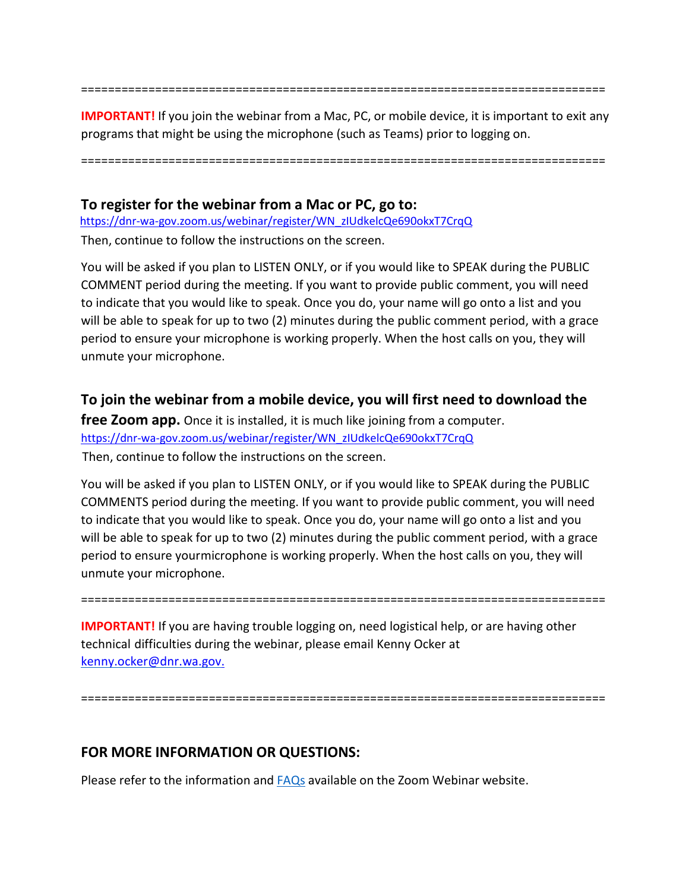==============================================================================

**IMPORTANT!** If you join the webinar from a Mac, PC, or mobile device, it is important to exit any programs that might be using the microphone (such as Teams) prior to logging on.

==============================================================================

### To register for the webinar from a Mac or PC, go to:

https://dnr-wa-gov.zoom.us/webinar/register/WN_zIUdkelcQe690okxT7CrqQ

Then, continue to follow the instructions on the screen.

You will be asked if you plan to LISTEN ONLY, or if you would like to SPEAK during the PUBLIC COMMENT period during the meeting. If you want to provide public comment, you will need to indicate that you would like to speak. Once you do, your name will go onto a list and you will be able to speak for up to two (2) minutes during the public comment period, with a grace period to ensure your microphone is working properly. When the host calls on you, they will unmute your microphone.

**To join the webinar from a mobile device, you will first need to download the free Zoom app.** Once it is installed, it is much like joining from a computer.

https://dnr-wa-gov.zoom.us/webinar/register/WN_zIUdkelcQe690okxT7CrqQ

Then, continue to follow the instructions on the screen.

You will be asked if you plan to LISTEN ONLY, or if you would like to SPEAK during the PUBLIC COMMENTS period during the meeting. If you want to provide public comment, you will need to indicate that you would like to speak. Once you do, your name will go onto a list and you will be able to speak for up to two (2) minutes during the public comment period, with a grace period to ensure yourmicrophone is working properly. When the host calls on you, they will unmute your microphone.

==============================================================================

**IMPORTANT!** If you are having trouble logging on, need logistical help, or are having other technical difficulties during the webinar, please email Kenny Ocker at kenny.ocker@dnr.wa.gov.

==============================================================================

### FOR MORE INFORMATION OR QUESTIONS:

Please refer to the information and FAQs available on the Zoom Webinar website.